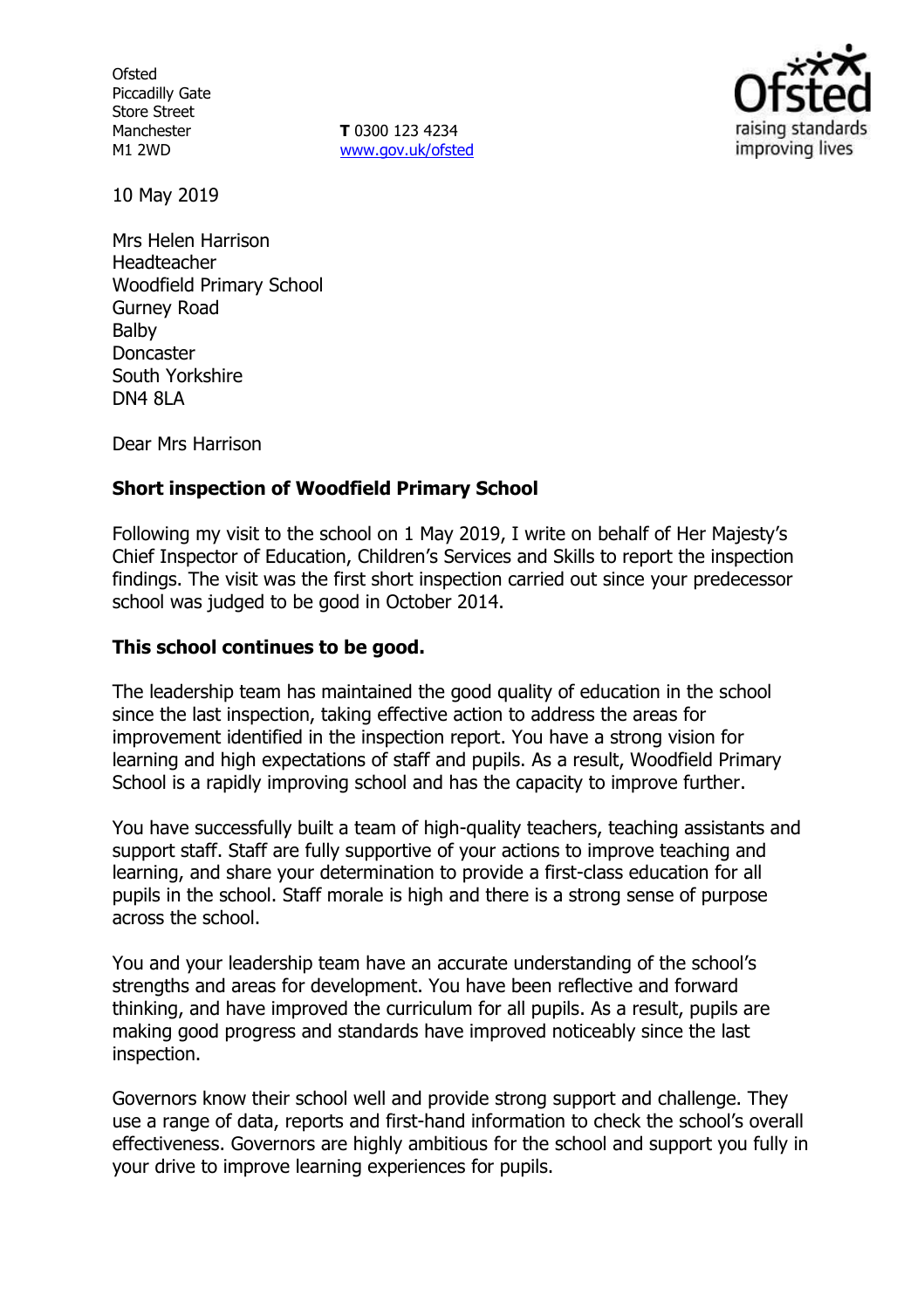Ofsted
Piccadilly Gate
Store Street
Manchester
M1 2WD

**T** 0300 123 4234
www.gov.uk/ofsted

10 May 2019

Mrs Helen Harrison
Headteacher
Woodfield Primary School
Gurney Road
Balby
Doncaster
South Yorkshire
DN4 8LA

Dear Mrs Harrison

**Short inspection of Woodfield Primary School**

Following my visit to the school on 1 May 2019, I write on behalf of Her Majesty's Chief Inspector of Education, Children's Services and Skills to report the inspection findings. The visit was the first short inspection carried out since your predecessor school was judged to be good in October 2014.

**This school continues to be good.**

The leadership team has maintained the good quality of education in the school since the last inspection, taking effective action to address the areas for improvement identified in the inspection report. You have a strong vision for learning and high expectations of staff and pupils. As a result, Woodfield Primary School is a rapidly improving school and has the capacity to improve further.

You have successfully built a team of high-quality teachers, teaching assistants and support staff. Staff are fully supportive of your actions to improve teaching and learning, and share your determination to provide a first-class education for all pupils in the school. Staff morale is high and there is a strong sense of purpose across the school.

You and your leadership team have an accurate understanding of the school's strengths and areas for development. You have been reflective and forward thinking, and have improved the curriculum for all pupils. As a result, pupils are making good progress and standards have improved noticeably since the last inspection.

Governors know their school well and provide strong support and challenge. They use a range of data, reports and first-hand information to check the school's overall effectiveness. Governors are highly ambitious for the school and support you fully in your drive to improve learning experiences for pupils.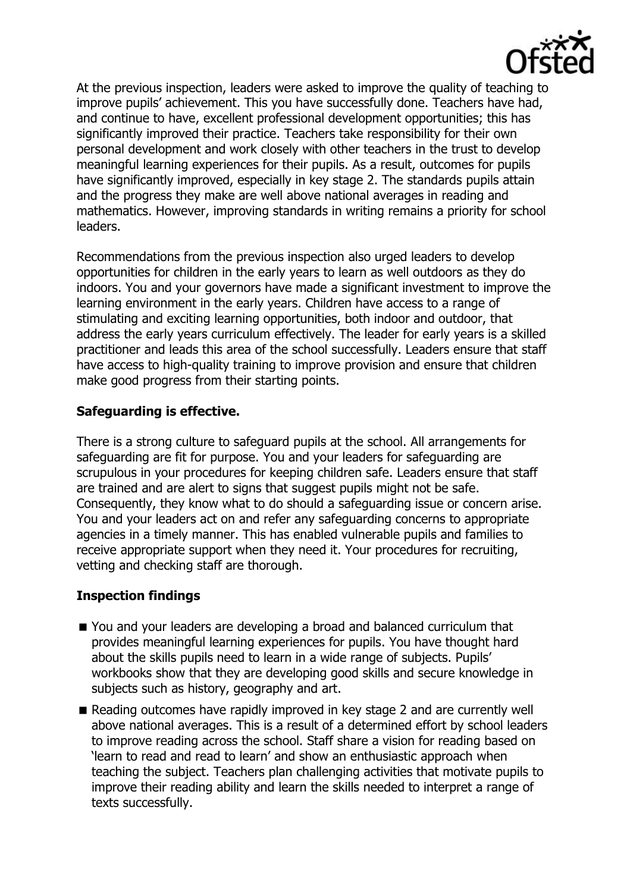At the previous inspection, leaders were asked to improve the quality of teaching to improve pupils' achievement. This you have successfully done. Teachers have had, and continue to have, excellent professional development opportunities; this has significantly improved their practice. Teachers take responsibility for their own personal development and work closely with other teachers in the trust to develop meaningful learning experiences for their pupils. As a result, outcomes for pupils have significantly improved, especially in key stage 2. The standards pupils attain and the progress they make are well above national averages in reading and mathematics. However, improving standards in writing remains a priority for school leaders.

Recommendations from the previous inspection also urged leaders to develop opportunities for children in the early years to learn as well outdoors as they do indoors. You and your governors have made a significant investment to improve the learning environment in the early years. Children have access to a range of stimulating and exciting learning opportunities, both indoor and outdoor, that address the early years curriculum effectively. The leader for early years is a skilled practitioner and leads this area of the school successfully. Leaders ensure that staff have access to high-quality training to improve provision and ensure that children make good progress from their starting points.

**Safeguarding is effective.**

There is a strong culture to safeguard pupils at the school. All arrangements for safeguarding are fit for purpose. You and your leaders for safeguarding are scrupulous in your procedures for keeping children safe. Leaders ensure that staff are trained and are alert to signs that suggest pupils might not be safe. Consequently, they know what to do should a safeguarding issue or concern arise. You and your leaders act on and refer any safeguarding concerns to appropriate agencies in a timely manner. This has enabled vulnerable pupils and families to receive appropriate support when they need it. Your procedures for recruiting, vetting and checking staff are thorough.

**Inspection findings**

- You and your leaders are developing a broad and balanced curriculum that provides meaningful learning experiences for pupils. You have thought hard about the skills pupils need to learn in a wide range of subjects. Pupils' workbooks show that they are developing good skills and secure knowledge in subjects such as history, geography and art.
- Reading outcomes have rapidly improved in key stage 2 and are currently well above national averages. This is a result of a determined effort by school leaders to improve reading across the school. Staff share a vision for reading based on 'learn to read and read to learn' and show an enthusiastic approach when teaching the subject. Teachers plan challenging activities that motivate pupils to improve their reading ability and learn the skills needed to interpret a range of texts successfully.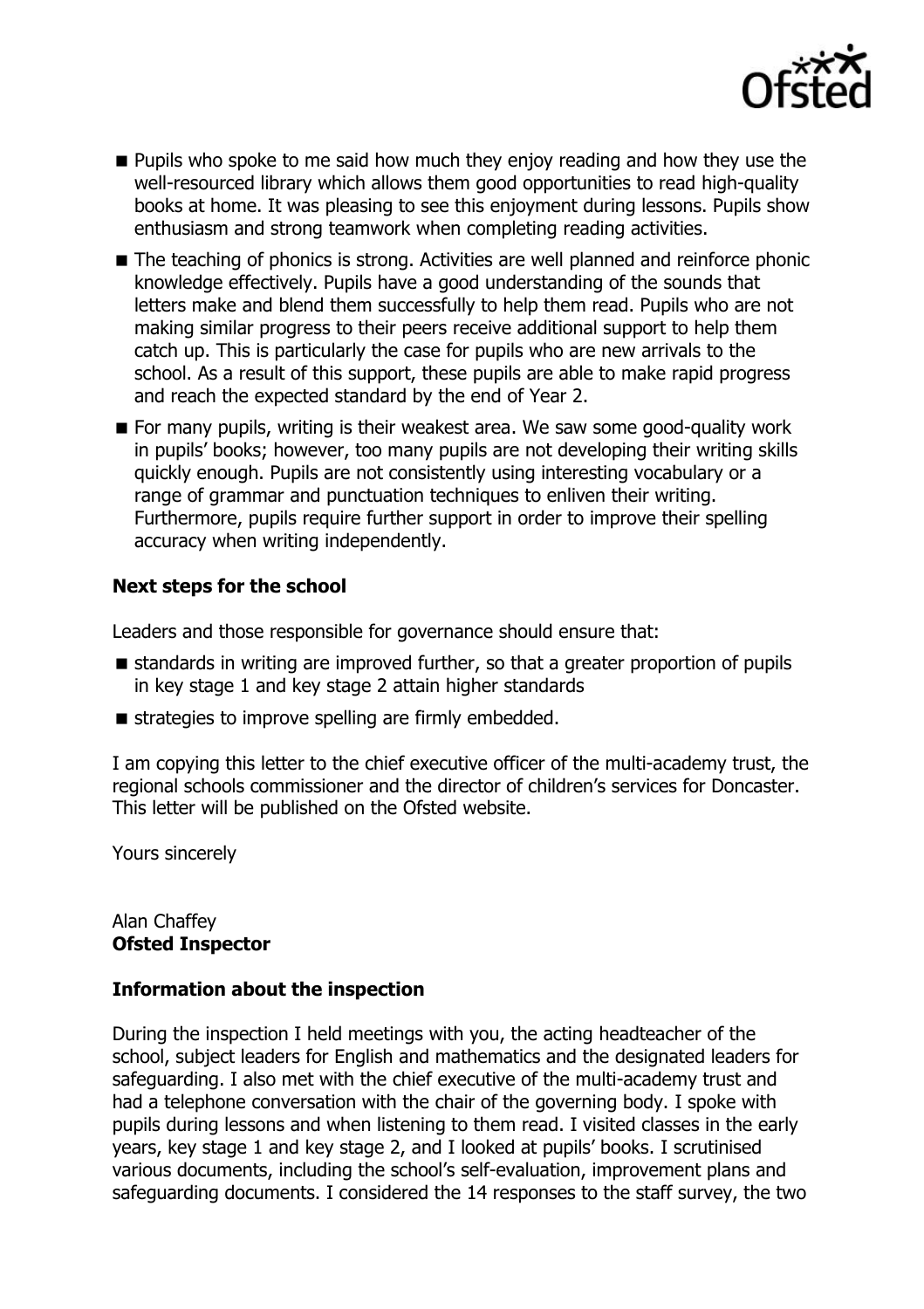- Pupils who spoke to me said how much they enjoy reading and how they use the well-resourced library which allows them good opportunities to read high-quality books at home. It was pleasing to see this enjoyment during lessons. Pupils show enthusiasm and strong teamwork when completing reading activities.
- The teaching of phonics is strong. Activities are well planned and reinforce phonic knowledge effectively. Pupils have a good understanding of the sounds that letters make and blend them successfully to help them read. Pupils who are not making similar progress to their peers receive additional support to help them catch up. This is particularly the case for pupils who are new arrivals to the school. As a result of this support, these pupils are able to make rapid progress and reach the expected standard by the end of Year 2.
- For many pupils, writing is their weakest area. We saw some good-quality work in pupils' books; however, too many pupils are not developing their writing skills quickly enough. Pupils are not consistently using interesting vocabulary or a range of grammar and punctuation techniques to enliven their writing. Furthermore, pupils require further support in order to improve their spelling accuracy when writing independently.

### Next steps for the school

Leaders and those responsible for governance should ensure that:

- standards in writing are improved further, so that a greater proportion of pupils in key stage 1 and key stage 2 attain higher standards
- strategies to improve spelling are firmly embedded.

I am copying this letter to the chief executive officer of the multi-academy trust, the regional schools commissioner and the director of children's services for Doncaster. This letter will be published on the Ofsted website.

Yours sincerely

Alan Chaffey
**Ofsted Inspector**

### Information about the inspection

During the inspection I held meetings with you, the acting headteacher of the school, subject leaders for English and mathematics and the designated leaders for safeguarding. I also met with the chief executive of the multi-academy trust and had a telephone conversation with the chair of the governing body. I spoke with pupils during lessons and when listening to them read. I visited classes in the early years, key stage 1 and key stage 2, and I looked at pupils' books. I scrutinised various documents, including the school's self-evaluation, improvement plans and safeguarding documents. I considered the 14 responses to the staff survey, the two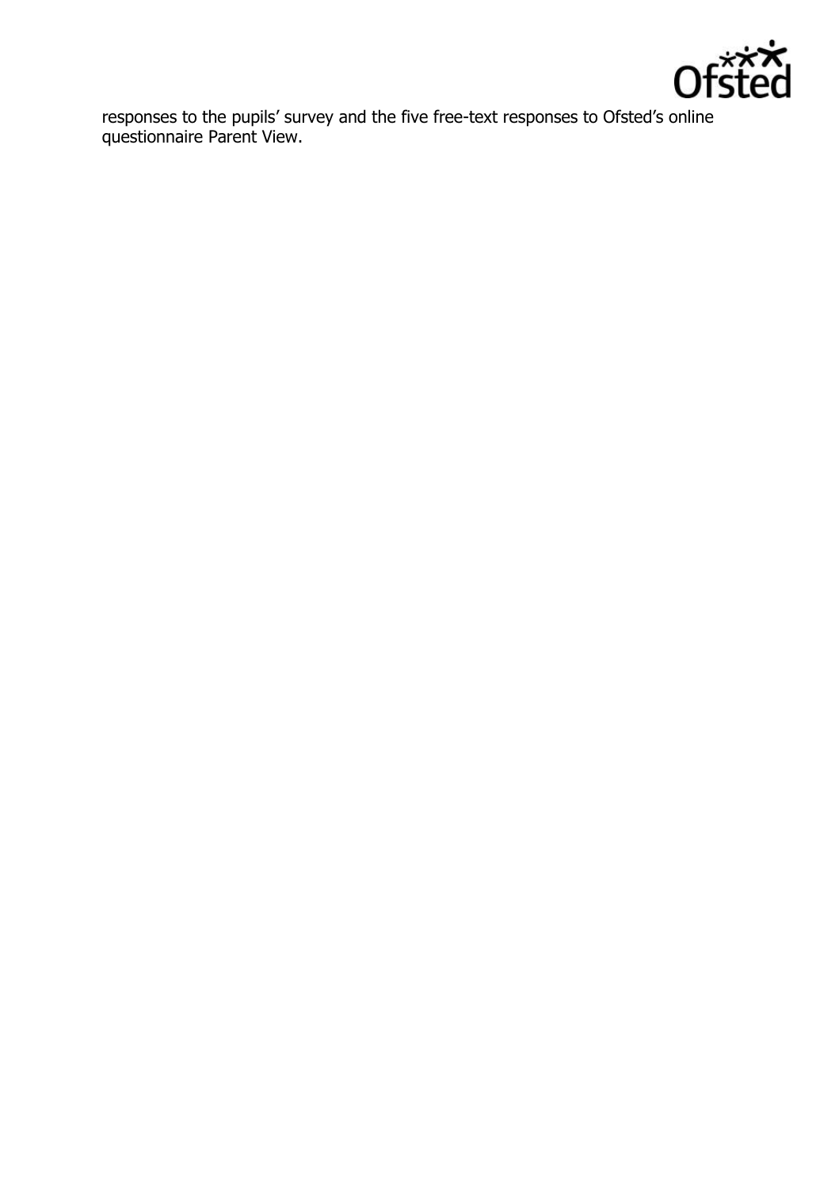responses to the pupils' survey and the five free-text responses to Ofsted's online questionnaire Parent View.